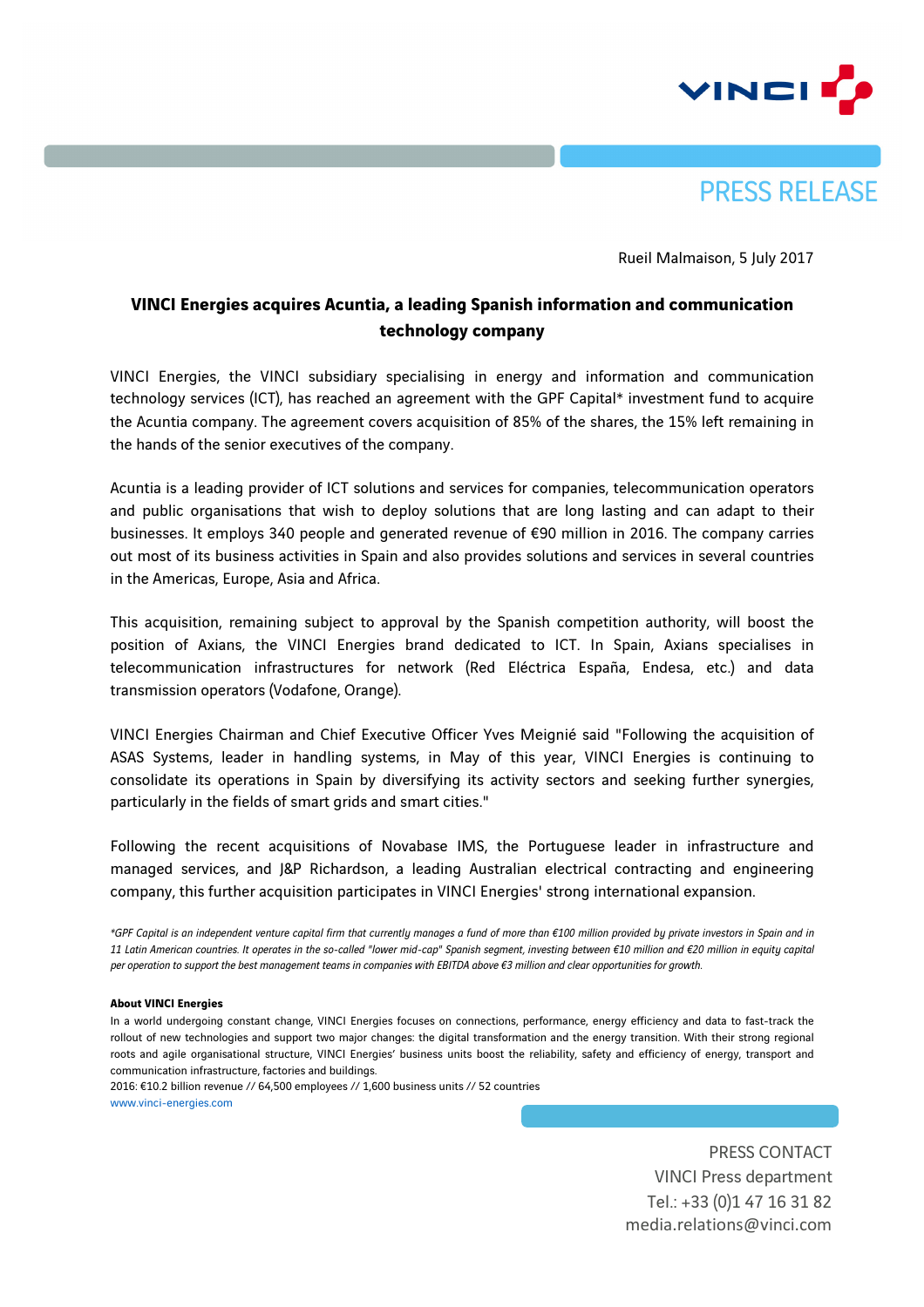PRESS RELEASE

Rueil Malmaison, 5 July 2017

# VINCI Energies acquires Acuntia, a leading Spanish information and communication technology company

VINCI Energies, the VINCI subsidiary specialising in energy and information and communication technology services (ICT), has reached an agreement with the GPF Capital* investment fund to acquire the Acuntia company. The agreement covers acquisition of 85% of the shares, the 15% left remaining in the hands of the senior executives of the company.

Acuntia is a leading provider of ICT solutions and services for companies, telecommunication operators and public organisations that wish to deploy solutions that are long lasting and can adapt to their businesses. It employs 340 people and generated revenue of €90 million in 2016. The company carries out most of its business activities in Spain and also provides solutions and services in several countries in the Americas, Europe, Asia and Africa.

This acquisition, remaining subject to approval by the Spanish competition authority, will boost the position of Axians, the VINCI Energies brand dedicated to ICT. In Spain, Axians specialises in telecommunication infrastructures for network (Red Eléctrica España, Endesa, etc.) and data transmission operators (Vodafone, Orange).

VINCI Energies Chairman and Chief Executive Officer Yves Meignié said "Following the acquisition of ASAS Systems, leader in handling systems, in May of this year, VINCI Energies is continuing to consolidate its operations in Spain by diversifying its activity sectors and seeking further synergies, particularly in the fields of smart grids and smart cities."

Following the recent acquisitions of Novabase IMS, the Portuguese leader in infrastructure and managed services, and J&P Richardson, a leading Australian electrical contracting and engineering company, this further acquisition participates in VINCI Energies' strong international expansion.

*\*GPF Capital is an independent venture capital firm that currently manages a fund of more than €100 million provided by private investors in Spain and in 11 Latin American countries. It operates in the so-called "lower mid-cap" Spanish segment, investing between €10 million and €20 million in equity capital per operation to support the best management teams in companies with EBITDA above €3 million and clear opportunities for growth.*

**About VINCI Energies**

In a world undergoing constant change, VINCI Energies focuses on connections, performance, energy efficiency and data to fast-track the rollout of new technologies and support two major changes: the digital transformation and the energy transition. With their strong regional roots and agile organisational structure, VINCI Energies' business units boost the reliability, safety and efficiency of energy, transport and communication infrastructure, factories and buildings.

2016: €10.2 billion revenue // 64,500 employees // 1,600 business units // 52 countries

www.vinci-energies.com

PRESS CONTACT
VINCI Press department
Tel.: +33 (0)1 47 16 31 82
media.relations@vinci.com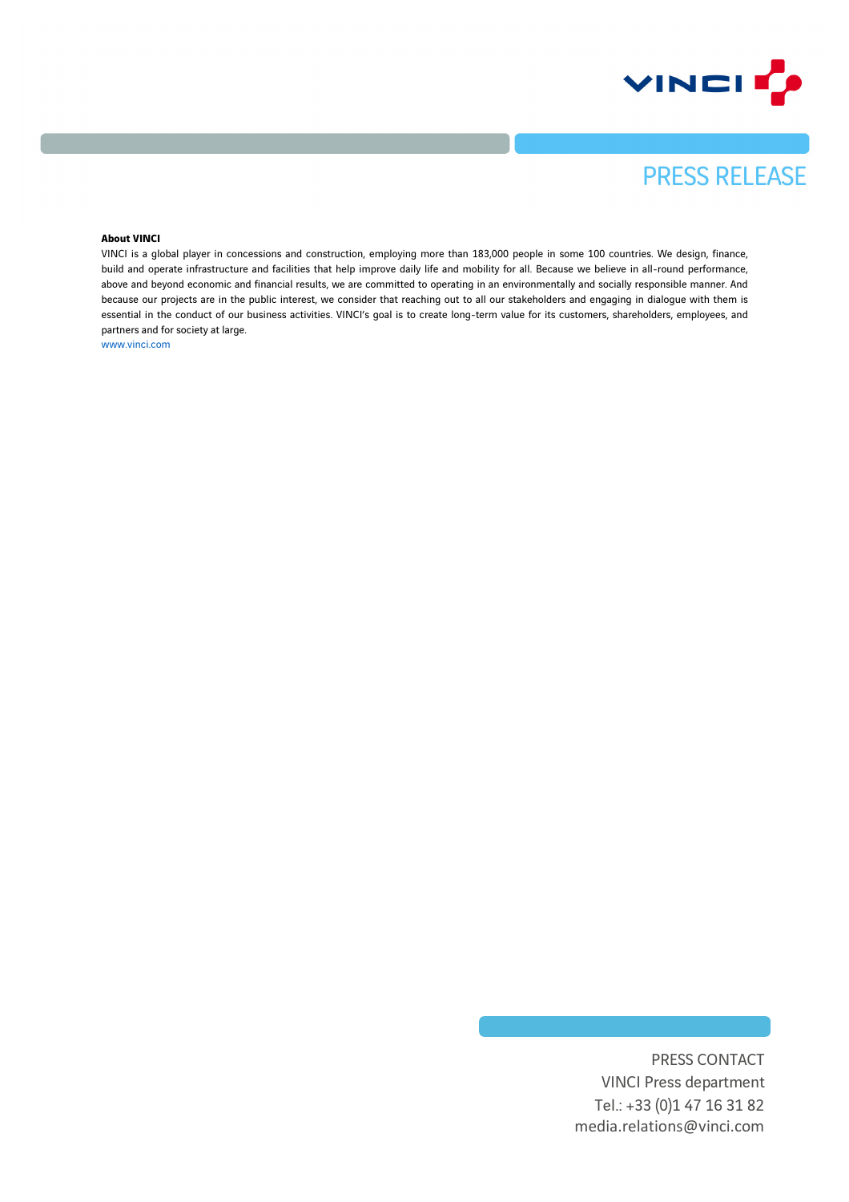PRESS RELEASE

**About VINCI**

VINCI is a global player in concessions and construction, employing more than 183,000 people in some 100 countries. We design, finance, build and operate infrastructure and facilities that help improve daily life and mobility for all. Because we believe in all-round performance, above and beyond economic and financial results, we are committed to operating in an environmentally and socially responsible manner. And because our projects are in the public interest, we consider that reaching out to all our stakeholders and engaging in dialogue with them is essential in the conduct of our business activities. VINCI's goal is to create long-term value for its customers, shareholders, employees, and partners and for society at large.

www.vinci.com

PRESS CONTACT
VINCI Press department
Tel.: +33 (0)1 47 16 31 82
media.relations@vinci.com